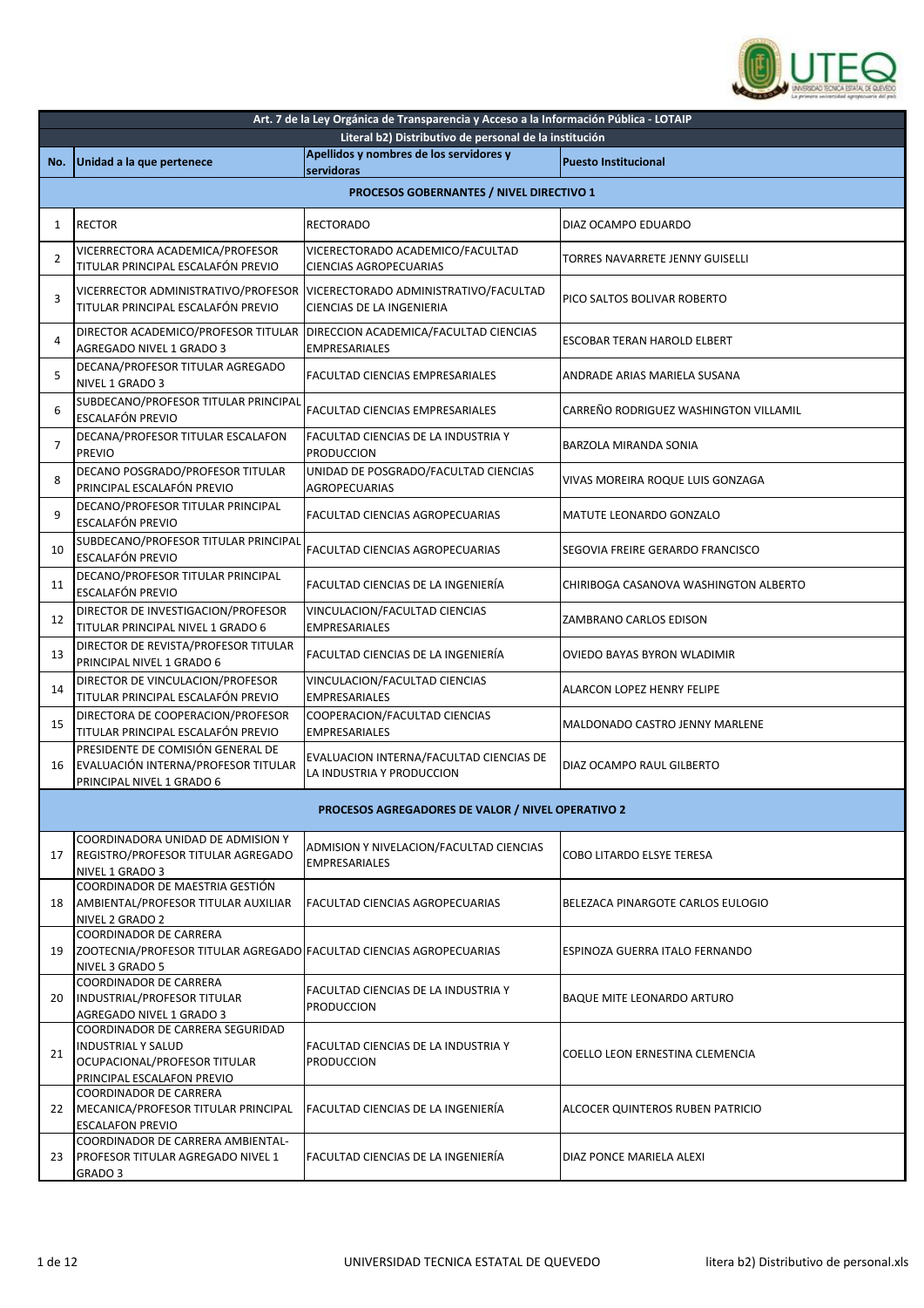| Art. 7 de la Ley Orgánica de Transparencia y Acceso a la Información Pública - LOTAIP | | | |
|---|---|---|---|
| Literal b2) Distributivo de personal de la institución | | | |
| No. | Unidad a la que pertenece | Apellidos y nombres de los servidores y servidoras | Puesto Institucional |
| PROCESOS GOBERNANTES / NIVEL DIRECTIVO 1 | | | |
| 1 | RECTOR | RECTORADO | DIAZ OCAMPO EDUARDO |
| 2 | VICERRECTORA ACADEMICA/PROFESOR TITULAR PRINCIPAL ESCALAFÓN PREVIO | VICERECTORADO ACADEMICO/FACULTAD CIENCIAS AGROPECUARIAS | TORRES NAVARRETE JENNY GUISELLI |
| 3 | VICERRECTOR ADMINISTRATIVO/PROFESOR TITULAR PRINCIPAL ESCALAFÓN PREVIO | VICERECTORADO ADMINISTRATIVO/FACULTAD CIENCIAS DE LA INGENIERIA | PICO SALTOS BOLIVAR ROBERTO |
| 4 | DIRECTOR ACADEMICO/PROFESOR TITULAR AGREGADO NIVEL 1 GRADO 3 | DIRECCION ACADEMICA/FACULTAD CIENCIAS EMPRESARIALES | ESCOBAR TERAN HAROLD ELBERT |
| 5 | DECANA/PROFESOR TITULAR AGREGADO NIVEL 1 GRADO 3 | FACULTAD CIENCIAS EMPRESARIALES | ANDRADE ARIAS MARIELA SUSANA |
| 6 | SUBDECANO/PROFESOR TITULAR PRINCIPAL ESCALAFÓN PREVIO | FACULTAD CIENCIAS EMPRESARIALES | CARREÑO RODRIGUEZ WASHINGTON VILLAMIL |
| 7 | DECANA/PROFESOR TITULAR ESCALAFON PREVIO | FACULTAD CIENCIAS DE LA INDUSTRIA Y PRODUCCION | BARZOLA MIRANDA SONIA |
| 8 | DECANO POSGRADO/PROFESOR TITULAR PRINCIPAL ESCALAFÓN PREVIO | UNIDAD DE POSGRADO/FACULTAD CIENCIAS AGROPECUARIAS | VIVAS MOREIRA ROQUE LUIS GONZAGA |
| 9 | DECANO/PROFESOR TITULAR PRINCIPAL ESCALAFÓN PREVIO | FACULTAD CIENCIAS AGROPECUARIAS | MATUTE LEONARDO GONZALO |
| 10 | SUBDECANO/PROFESOR TITULAR PRINCIPAL ESCALAFÓN PREVIO | FACULTAD CIENCIAS AGROPECUARIAS | SEGOVIA FREIRE GERARDO FRANCISCO |
| 11 | DECANO/PROFESOR TITULAR PRINCIPAL ESCALAFÓN PREVIO | FACULTAD CIENCIAS DE LA INGENIERÍA | CHIRIBOGA CASANOVA WASHINGTON ALBERTO |
| 12 | DIRECTOR DE INVESTIGACION/PROFESOR TITULAR PRINCIPAL NIVEL 1 GRADO 6 | VINCULACION/FACULTAD CIENCIAS EMPRESARIALES | ZAMBRANO CARLOS EDISON |
| 13 | DIRECTOR DE REVISTA/PROFESOR TITULAR PRINCIPAL NIVEL 1 GRADO 6 | FACULTAD CIENCIAS DE LA INGENIERÍA | OVIEDO BAYAS BYRON WLADIMIR |
| 14 | DIRECTOR DE VINCULACION/PROFESOR TITULAR PRINCIPAL ESCALAFÓN PREVIO | VINCULACION/FACULTAD CIENCIAS EMPRESARIALES | ALARCON LOPEZ HENRY FELIPE |
| 15 | DIRECTORA DE COOPERACION/PROFESOR TITULAR PRINCIPAL ESCALAFÓN PREVIO | COOPERACION/FACULTAD CIENCIAS EMPRESARIALES | MALDONADO CASTRO JENNY MARLENE |
| 16 | PRESIDENTE DE COMISIÓN GENERAL DE EVALUACIÓN INTERNA/PROFESOR TITULAR PRINCIPAL NIVEL 1 GRADO 6 | EVALUACION INTERNA/FACULTAD CIENCIAS DE LA INDUSTRIA Y PRODUCCION | DIAZ OCAMPO RAUL GILBERTO |
| PROCESOS AGREGADORES DE VALOR / NIVEL OPERATIVO 2 | | | |
| 17 | COORDINADORA UNIDAD DE ADMISION Y REGISTRO/PROFESOR TITULAR AGREGADO NIVEL 1 GRADO 3 | ADMISION Y NIVELACION/FACULTAD CIENCIAS EMPRESARIALES | COBO LITARDO ELSYE TERESA |
| 18 | COORDINADOR DE MAESTRIA GESTIÓN AMBIENTAL/PROFESOR TITULAR AUXILIAR NIVEL 2 GRADO 2 | FACULTAD CIENCIAS AGROPECUARIAS | BELEZACA PINARGOTE CARLOS EULOGIO |
| 19 | COORDINADOR DE CARRERA ZOOTECNIA/PROFESOR TITULAR AGREGADO NIVEL 3 GRADO 5 | FACULTAD CIENCIAS AGROPECUARIAS | ESPINOZA GUERRA ITALO FERNANDO |
| 20 | COORDINADOR DE CARRERA INDUSTRIAL/PROFESOR TITULAR AGREGADO NIVEL 1 GRADO 3 | FACULTAD CIENCIAS DE LA INDUSTRIA Y PRODUCCION | BAQUE MITE LEONARDO ARTURO |
| 21 | COORDINADOR DE CARRERA SEGURIDAD INDUSTRIAL Y SALUD OCUPACIONAL/PROFESOR TITULAR PRINCIPAL ESCALAFON PREVIO | FACULTAD CIENCIAS DE LA INDUSTRIA Y PRODUCCION | COELLO LEON ERNESTINA CLEMENCIA |
| 22 | COORDINADOR DE CARRERA MECANICA/PROFESOR TITULAR PRINCIPAL ESCALAFON PREVIO | FACULTAD CIENCIAS DE LA INGENIERÍA | ALCOCER QUINTEROS RUBEN PATRICIO |
| 23 | COORDINADOR DE CARRERA AMBIENTAL-PROFESOR TITULAR AGREGADO NIVEL 1 GRADO 3 | FACULTAD CIENCIAS DE LA INGENIERÍA | DIAZ PONCE MARIELA ALEXI |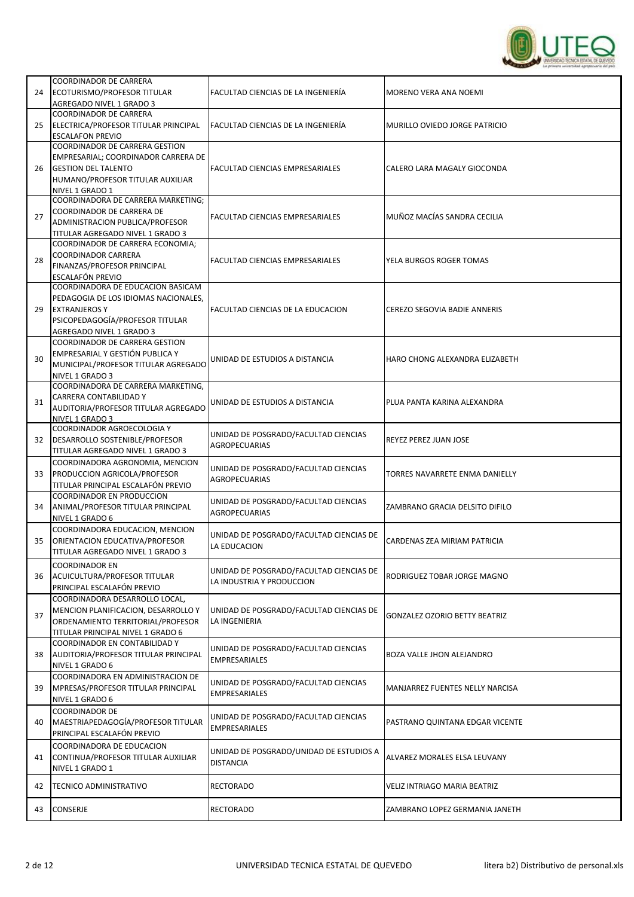| 24 | COORDINADOR DE CARRERA ECOTURISMO/PROFESOR TITULAR AGREGADO NIVEL 1 GRADO 3 | FACULTAD CIENCIAS DE LA INGENIERÍA | MORENO VERA ANA NOEMI |
|---|---|---|---|
| 25 | COORDINADOR DE CARRERA ELECTRICA/PROFESOR TITULAR PRINCIPAL ESCALAFON PREVIO | FACULTAD CIENCIAS DE LA INGENIERÍA | MURILLO OVIEDO JORGE PATRICIO |
| 26 | COORDINADOR DE CARRERA GESTION EMPRESARIAL; COORDINADOR CARRERA DE GESTION DEL TALENTO HUMANO/PROFESOR TITULAR AUXILIAR NIVEL 1 GRADO 1 | FACULTAD CIENCIAS EMPRESARIALES | CALERO LARA MAGALY GIOCONDA |
| 27 | COORDINADORA DE CARRERA MARKETING; COORDINADOR DE CARRERA DE ADMINISTRACION PUBLICA/PROFESOR TITULAR AGREGADO NIVEL 1 GRADO 3 | FACULTAD CIENCIAS EMPRESARIALES | MUÑOZ MACÍAS SANDRA CECILIA |
| 28 | COORDINADOR DE CARRERA ECONOMIA; COORDINADOR CARRERA FINANZAS/PROFESOR PRINCIPAL ESCALAFÓN PREVIO | FACULTAD CIENCIAS EMPRESARIALES | YELA BURGOS ROGER TOMAS |
| 29 | COORDINADORA DE EDUCACION BASICAM PEDAGOGIA DE LOS IDIOMAS NACIONALES, EXTRANJEROS Y PSICOPEDAGOGÍA/PROFESOR TITULAR AGREGADO NIVEL 1 GRADO 3 | FACULTAD CIENCIAS DE LA EDUCACION | CEREZO SEGOVIA BADIE ANNERIS |
| 30 | COORDINADOR DE CARRERA GESTION EMPRESARIAL Y GESTIÓN PUBLICA Y MUNICIPAL/PROFESOR TITULAR AGREGADO NIVEL 1 GRADO 3 | UNIDAD DE ESTUDIOS A DISTANCIA | HARO CHONG ALEXANDRA ELIZABETH |
| 31 | COORDINADORA DE CARRERA MARKETING, CARRERA CONTABILIDAD Y AUDITORIA/PROFESOR TITULAR AGREGADO NIVEL 1 GRADO 3 | UNIDAD DE ESTUDIOS A DISTANCIA | PLUA PANTA KARINA ALEXANDRA |
| 32 | COORDINADOR AGROECOLOGIA Y DESARROLLO SOSTENIBLE/PROFESOR TITULAR AGREGADO NIVEL 1 GRADO 3 | UNIDAD DE POSGRADO/FACULTAD CIENCIAS AGROPECUARIAS | REYEZ PEREZ JUAN JOSE |
| 33 | COORDINADORA AGRONOMIA, MENCION PRODUCCION AGRICOLA/PROFESOR TITULAR PRINCIPAL ESCALAFÓN PREVIO | UNIDAD DE POSGRADO/FACULTAD CIENCIAS AGROPECUARIAS | TORRES NAVARRETE ENMA DANIELLY |
| 34 | COORDINADOR EN PRODUCCION ANIMAL/PROFESOR TITULAR PRINCIPAL NIVEL 1 GRADO 6 | UNIDAD DE POSGRADO/FACULTAD CIENCIAS AGROPECUARIAS | ZAMBRANO GRACIA DELSITO DIFILO |
| 35 | COORDINADORA EDUCACION, MENCION ORIENTACION EDUCATIVA/PROFESOR TITULAR AGREGADO NIVEL 1 GRADO 3 | UNIDAD DE POSGRADO/FACULTAD CIENCIAS DE LA EDUCACION | CARDENAS ZEA MIRIAM PATRICIA |
| 36 | COORDINADOR EN ACUICULTURA/PROFESOR TITULAR PRINCIPAL ESCALAFÓN PREVIO | UNIDAD DE POSGRADO/FACULTAD CIENCIAS DE LA INDUSTRIA Y PRODUCCION | RODRIGUEZ TOBAR JORGE MAGNO |
| 37 | COORDINADORA DESARROLLO LOCAL, MENCION PLANIFICACION, DESARROLLO Y ORDENAMIENTO TERRITORIAL/PROFESOR TITULAR PRINCIPAL NIVEL 1 GRADO 6 | UNIDAD DE POSGRADO/FACULTAD CIENCIAS DE LA INGENIERIA | GONZALEZ OZORIO BETTY BEATRIZ |
| 38 | COORDINADOR EN CONTABILIDAD Y AUDITORIA/PROFESOR TITULAR PRINCIPAL NIVEL 1 GRADO 6 | UNIDAD DE POSGRADO/FACULTAD CIENCIAS EMPRESARIALES | BOZA VALLE JHON ALEJANDRO |
| 39 | COORDINADORA EN ADMINISTRACION DE MPRESAS/PROFESOR TITULAR PRINCIPAL NIVEL 1 GRADO 6 | UNIDAD DE POSGRADO/FACULTAD CIENCIAS EMPRESARIALES | MANJARREZ FUENTES NELLY NARCISA |
| 40 | COORDINADOR DE MAESTRIAPEDAGOGÍA/PROFESOR TITULAR PRINCIPAL ESCALAFÓN PREVIO | UNIDAD DE POSGRADO/FACULTAD CIENCIAS EMPRESARIALES | PASTRANO QUINTANA EDGAR VICENTE |
| 41 | COORDINADORA DE EDUCACION CONTINUA/PROFESOR TITULAR AUXILIAR NIVEL 1 GRADO 1 | UNIDAD DE POSGRADO/UNIDAD DE ESTUDIOS A DISTANCIA | ALVAREZ MORALES ELSA LEUVANY |
| 42 | TECNICO ADMINISTRATIVO | RECTORADO | VELIZ INTRIAGO MARIA BEATRIZ |
| 43 | CONSERJE | RECTORADO | ZAMBRANO LOPEZ GERMANIA JANETH |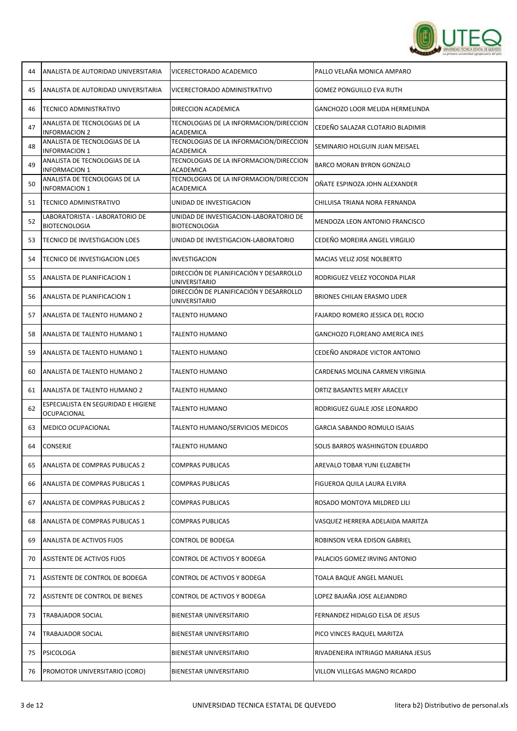| | | | |
|---|---|---|---|
| 44 | ANALISTA DE AUTORIDAD UNIVERSITARIA | VICERECTORADO ACADEMICO | PALLO VELAÑA MONICA AMPARO |
| 45 | ANALISTA DE AUTORIDAD UNIVERSITARIA | VICERECTORADO ADMINISTRATIVO | GOMEZ PONGUILLO EVA RUTH |
| 46 | TECNICO ADMINISTRATIVO | DIRECCION ACADEMICA | GANCHOZO LOOR MELIDA HERMELINDA |
| 47 | ANALISTA DE TECNOLOGIAS DE LA INFORMACION 2 | TECNOLOGIAS DE LA INFORMACION/DIRECCION ACADEMICA | CEDEÑO SALAZAR CLOTARIO BLADIMIR |
| 48 | ANALISTA DE TECNOLOGIAS DE LA INFORMACION 1 | TECNOLOGIAS DE LA INFORMACION/DIRECCION ACADEMICA | SEMINARIO HOLGUIN JUAN MEISAEL |
| 49 | ANALISTA DE TECNOLOGIAS DE LA INFORMACION 1 | TECNOLOGIAS DE LA INFORMACION/DIRECCION ACADEMICA | BARCO MORAN BYRON GONZALO |
| 50 | ANALISTA DE TECNOLOGIAS DE LA INFORMACION 1 | TECNOLOGIAS DE LA INFORMACION/DIRECCION ACADEMICA | OÑATE ESPINOZA JOHN ALEXANDER |
| 51 | TECNICO ADMINISTRATIVO | UNIDAD DE INVESTIGACION | CHILUISA TRIANA NORA FERNANDA |
| 52 | LABORATORISTA - LABORATORIO DE BIOTECNOLOGIA | UNIDAD DE INVESTIGACION-LABORATORIO DE BIOTECNOLOGIA | MENDOZA LEON ANTONIO FRANCISCO |
| 53 | TECNICO DE INVESTIGACION LOES | UNIDAD DE INVESTIGACION-LABORATORIO | CEDEÑO MOREIRA ANGEL VIRGILIO |
| 54 | TECNICO DE INVESTIGACION LOES | INVESTIGACION | MACIAS VELIZ JOSE NOLBERTO |
| 55 | ANALISTA DE PLANIFICACION 1 | DIRECCIÓN DE PLANIFICACIÓN Y DESARROLLO UNIVERSITARIO | RODRIGUEZ VELEZ YOCONDA PILAR |
| 56 | ANALISTA DE PLANIFICACION 1 | DIRECCIÓN DE PLANIFICACIÓN Y DESARROLLO UNIVERSITARIO | BRIONES CHILAN ERASMO LIDER |
| 57 | ANALISTA DE TALENTO HUMANO 2 | TALENTO HUMANO | FAJARDO ROMERO JESSICA DEL ROCIO |
| 58 | ANALISTA DE TALENTO HUMANO 1 | TALENTO HUMANO | GANCHOZO FLOREANO AMERICA INES |
| 59 | ANALISTA DE TALENTO HUMANO 1 | TALENTO HUMANO | CEDEÑO ANDRADE VICTOR ANTONIO |
| 60 | ANALISTA DE TALENTO HUMANO 2 | TALENTO HUMANO | CARDENAS MOLINA CARMEN VIRGINIA |
| 61 | ANALISTA DE TALENTO HUMANO 2 | TALENTO HUMANO | ORTIZ BASANTES MERY ARACELY |
| 62 | ESPECIALISTA EN SEGURIDAD E HIGIENE OCUPACIONAL | TALENTO HUMANO | RODRIGUEZ GUALE JOSE LEONARDO |
| 63 | MEDICO OCUPACIONAL | TALENTO HUMANO/SERVICIOS MEDICOS | GARCIA SABANDO ROMULO ISAIAS |
| 64 | CONSERJE | TALENTO HUMANO | SOLIS BARROS WASHINGTON EDUARDO |
| 65 | ANALISTA DE COMPRAS PUBLICAS 2 | COMPRAS PUBLICAS | AREVALO TOBAR YUNI ELIZABETH |
| 66 | ANALISTA DE COMPRAS PUBLICAS 1 | COMPRAS PUBLICAS | FIGUEROA QUILA LAURA ELVIRA |
| 67 | ANALISTA DE COMPRAS PUBLICAS 2 | COMPRAS PUBLICAS | ROSADO MONTOYA MILDRED LILI |
| 68 | ANALISTA DE COMPRAS PUBLICAS 1 | COMPRAS PUBLICAS | VASQUEZ HERRERA ADELAIDA MARITZA |
| 69 | ANALISTA DE ACTIVOS FIJOS | CONTROL DE BODEGA | ROBINSON VERA EDISON GABRIEL |
| 70 | ASISTENTE DE ACTIVOS FIJOS | CONTROL DE ACTIVOS Y BODEGA | PALACIOS GOMEZ IRVING ANTONIO |
| 71 | ASISTENTE DE CONTROL DE BODEGA | CONTROL DE ACTIVOS Y BODEGA | TOALA BAQUE ANGEL MANUEL |
| 72 | ASISTENTE DE CONTROL DE BIENES | CONTROL DE ACTIVOS Y BODEGA | LOPEZ BAJAÑA JOSE ALEJANDRO |
| 73 | TRABAJADOR SOCIAL | BIENESTAR UNIVERSITARIO | FERNANDEZ HIDALGO ELSA DE JESUS |
| 74 | TRABAJADOR SOCIAL | BIENESTAR UNIVERSITARIO | PICO VINCES RAQUEL MARITZA |
| 75 | PSICOLOGA | BIENESTAR UNIVERSITARIO | RIVADENEIRA INTRIAGO MARIANA JESUS |
| 76 | PROMOTOR UNIVERSITARIO (CORO) | BIENESTAR UNIVERSITARIO | VILLON VILLEGAS MAGNO RICARDO |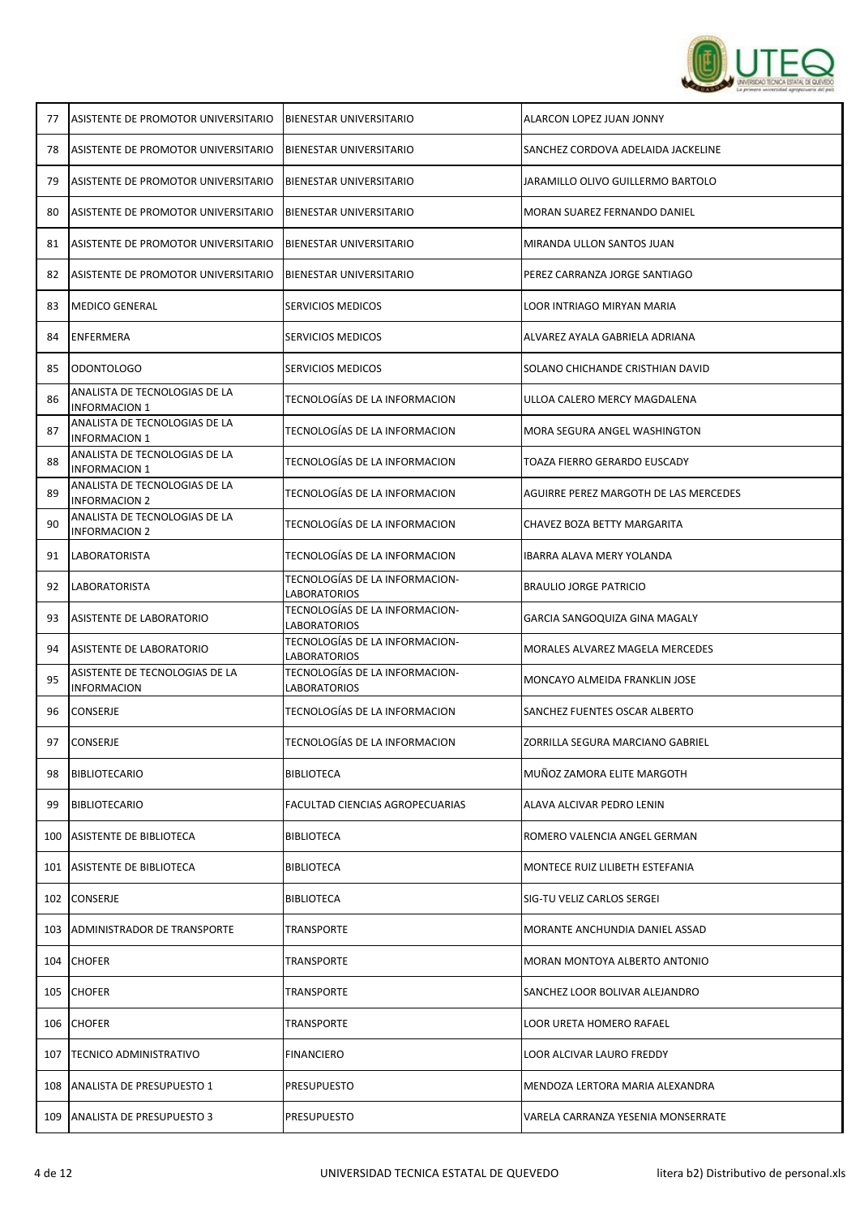| 77 | ASISTENTE DE PROMOTOR UNIVERSITARIO | BIENESTAR UNIVERSITARIO | ALARCON LOPEZ JUAN JONNY |
|---|---|---|---|
| 78 | ASISTENTE DE PROMOTOR UNIVERSITARIO | BIENESTAR UNIVERSITARIO | SANCHEZ CORDOVA ADELAIDA JACKELINE |
| 79 | ASISTENTE DE PROMOTOR UNIVERSITARIO | BIENESTAR UNIVERSITARIO | JARAMILLO OLIVO GUILLERMO BARTOLO |
| 80 | ASISTENTE DE PROMOTOR UNIVERSITARIO | BIENESTAR UNIVERSITARIO | MORAN SUAREZ FERNANDO DANIEL |
| 81 | ASISTENTE DE PROMOTOR UNIVERSITARIO | BIENESTAR UNIVERSITARIO | MIRANDA ULLON SANTOS JUAN |
| 82 | ASISTENTE DE PROMOTOR UNIVERSITARIO | BIENESTAR UNIVERSITARIO | PEREZ CARRANZA JORGE SANTIAGO |
| 83 | MEDICO GENERAL | SERVICIOS MEDICOS | LOOR INTRIAGO MIRYAN MARIA |
| 84 | ENFERMERA | SERVICIOS MEDICOS | ALVAREZ AYALA GABRIELA ADRIANA |
| 85 | ODONTOLOGO | SERVICIOS MEDICOS | SOLANO CHICHANDE CRISTHIAN DAVID |
| 86 | ANALISTA DE TECNOLOGIAS DE LA INFORMACION 1 | TECNOLOGÍAS DE LA INFORMACION | ULLOA CALERO MERCY MAGDALENA |
| 87 | ANALISTA DE TECNOLOGIAS DE LA INFORMACION 1 | TECNOLOGÍAS DE LA INFORMACION | MORA SEGURA ANGEL WASHINGTON |
| 88 | ANALISTA DE TECNOLOGIAS DE LA INFORMACION 1 | TECNOLOGÍAS DE LA INFORMACION | TOAZA FIERRO GERARDO EUSCADY |
| 89 | ANALISTA DE TECNOLOGIAS DE LA INFORMACION 2 | TECNOLOGÍAS DE LA INFORMACION | AGUIRRE PEREZ MARGOTH DE LAS MERCEDES |
| 90 | ANALISTA DE TECNOLOGIAS DE LA INFORMACION 2 | TECNOLOGÍAS DE LA INFORMACION | CHAVEZ BOZA BETTY MARGARITA |
| 91 | LABORATORISTA | TECNOLOGÍAS DE LA INFORMACION | IBARRA ALAVA MERY YOLANDA |
| 92 | LABORATORISTA | TECNOLOGÍAS DE LA INFORMACION-LABORATORIOS | BRAULIO JORGE PATRICIO |
| 93 | ASISTENTE DE LABORATORIO | TECNOLOGÍAS DE LA INFORMACION-LABORATORIOS | GARCIA SANGOQUIZA GINA MAGALY |
| 94 | ASISTENTE DE LABORATORIO | TECNOLOGÍAS DE LA INFORMACION-LABORATORIOS | MORALES ALVAREZ MAGELA MERCEDES |
| 95 | ASISTENTE DE TECNOLOGIAS DE LA INFORMACION | TECNOLOGÍAS DE LA INFORMACION-LABORATORIOS | MONCAYO ALMEIDA FRANKLIN JOSE |
| 96 | CONSERJE | TECNOLOGÍAS DE LA INFORMACION | SANCHEZ FUENTES OSCAR ALBERTO |
| 97 | CONSERJE | TECNOLOGÍAS DE LA INFORMACION | ZORRILLA SEGURA MARCIANO GABRIEL |
| 98 | BIBLIOTECARIO | BIBLIOTECA | MUÑOZ ZAMORA ELITE MARGOTH |
| 99 | BIBLIOTECARIO | FACULTAD CIENCIAS AGROPECUARIAS | ALAVA ALCIVAR PEDRO LENIN |
| 100 | ASISTENTE DE BIBLIOTECA | BIBLIOTECA | ROMERO VALENCIA ANGEL GERMAN |
| 101 | ASISTENTE DE BIBLIOTECA | BIBLIOTECA | MONTECE RUIZ LILIBETH ESTEFANIA |
| 102 | CONSERJE | BIBLIOTECA | SIG-TU VELIZ CARLOS SERGEI |
| 103 | ADMINISTRADOR DE TRANSPORTE | TRANSPORTE | MORANTE ANCHUNDIA DANIEL ASSAD |
| 104 | CHOFER | TRANSPORTE | MORAN MONTOYA ALBERTO ANTONIO |
| 105 | CHOFER | TRANSPORTE | SANCHEZ LOOR BOLIVAR ALEJANDRO |
| 106 | CHOFER | TRANSPORTE | LOOR URETA HOMERO RAFAEL |
| 107 | TECNICO ADMINISTRATIVO | FINANCIERO | LOOR ALCIVAR LAURO FREDDY |
| 108 | ANALISTA DE PRESUPUESTO 1 | PRESUPUESTO | MENDOZA LERTORA MARIA ALEXANDRA |
| 109 | ANALISTA DE PRESUPUESTO 3 | PRESUPUESTO | VARELA CARRANZA YESENIA MONSERRATE |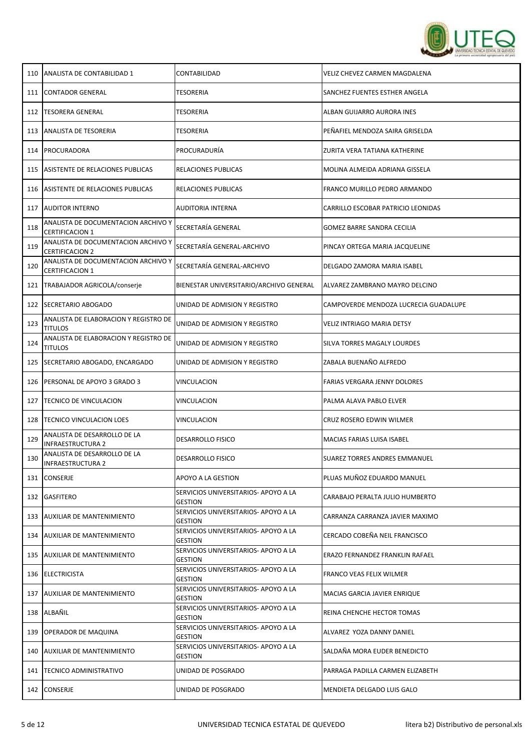| 110 | ANALISTA DE CONTABILIDAD 1 | CONTABILIDAD | VELIZ CHEVEZ CARMEN MAGDALENA |
|---|---|---|---|
| 111 | CONTADOR GENERAL | TESORERIA | SANCHEZ FUENTES ESTHER ANGELA |
| 112 | TESORERA GENERAL | TESORERIA | ALBAN GUIJARRO AURORA INES |
| 113 | ANALISTA DE TESORERIA | TESORERIA | PEÑAFIEL MENDOZA SAIRA GRISELDA |
| 114 | PROCURADORA | PROCURADURÍA | ZURITA VERA TATIANA KATHERINE |
| 115 | ASISTENTE DE RELACIONES PUBLICAS | RELACIONES PUBLICAS | MOLINA ALMEIDA ADRIANA GISSELA |
| 116 | ASISTENTE DE RELACIONES PUBLICAS | RELACIONES PUBLICAS | FRANCO MURILLO PEDRO ARMANDO |
| 117 | AUDITOR INTERNO | AUDITORIA INTERNA | CARRILLO ESCOBAR PATRICIO LEONIDAS |
| 118 | ANALISTA DE DOCUMENTACION ARCHIVO Y CERTIFICACION 1 | SECRETARÍA GENERAL | GOMEZ BARRE SANDRA CECILIA |
| 119 | ANALISTA DE DOCUMENTACION ARCHIVO Y CERTIFICACION 2 | SECRETARÍA GENERAL-ARCHIVO | PINCAY ORTEGA MARIA JACQUELINE |
| 120 | ANALISTA DE DOCUMENTACION ARCHIVO Y CERTIFICACION 1 | SECRETARÍA GENERAL-ARCHIVO | DELGADO ZAMORA MARIA ISABEL |
| 121 | TRABAJADOR AGRICOLA/conserje | BIENESTAR UNIVERSITARIO/ARCHIVO GENERAL | ALVAREZ ZAMBRANO MAYRO DELCINO |
| 122 | SECRETARIO ABOGADO | UNIDAD DE ADMISION Y REGISTRO | CAMPOVERDE MENDOZA LUCRECIA GUADALUPE |
| 123 | ANALISTA DE ELABORACION Y REGISTRO DE TITULOS | UNIDAD DE ADMISION Y REGISTRO | VELIZ INTRIAGO MARIA DETSY |
| 124 | ANALISTA DE ELABORACION Y REGISTRO DE TITULOS | UNIDAD DE ADMISION Y REGISTRO | SILVA TORRES MAGALY LOURDES |
| 125 | SECRETARIO ABOGADO, ENCARGADO | UNIDAD DE ADMISION Y REGISTRO | ZABALA BUENAÑO ALFREDO |
| 126 | PERSONAL DE APOYO 3 GRADO 3 | VINCULACION | FARIAS VERGARA JENNY DOLORES |
| 127 | TECNICO DE VINCULACION | VINCULACION | PALMA ALAVA PABLO ELVER |
| 128 | TECNICO VINCULACION LOES | VINCULACION | CRUZ ROSERO EDWIN WILMER |
| 129 | ANALISTA DE DESARROLLO DE LA INFRAESTRUCTURA 2 | DESARROLLO FISICO | MACIAS FARIAS LUISA ISABEL |
| 130 | ANALISTA DE DESARROLLO DE LA INFRAESTRUCTURA 2 | DESARROLLO FISICO | SUAREZ TORRES ANDRES EMMANUEL |
| 131 | CONSERJE | APOYO A LA GESTION | PLUAS MUÑOZ EDUARDO MANUEL |
| 132 | GASFITERO | SERVICIOS UNIVERSITARIOS- APOYO A LA GESTION | CARABAJO PERALTA JULIO HUMBERTO |
| 133 | AUXILIAR DE MANTENIMIENTO | SERVICIOS UNIVERSITARIOS- APOYO A LA GESTION | CARRANZA CARRANZA JAVIER MAXIMO |
| 134 | AUXILIAR DE MANTENIMIENTO | SERVICIOS UNIVERSITARIOS- APOYO A LA GESTION | CERCADO COBEÑA NEIL FRANCISCO |
| 135 | AUXILIAR DE MANTENIMIENTO | SERVICIOS UNIVERSITARIOS- APOYO A LA GESTION | ERAZO FERNANDEZ FRANKLIN RAFAEL |
| 136 | ELECTRICISTA | SERVICIOS UNIVERSITARIOS- APOYO A LA GESTION | FRANCO VEAS FELIX WILMER |
| 137 | AUXILIAR DE MANTENIMIENTO | SERVICIOS UNIVERSITARIOS- APOYO A LA GESTION | MACIAS GARCIA JAVIER ENRIQUE |
| 138 | ALBAÑIL | SERVICIOS UNIVERSITARIOS- APOYO A LA GESTION | REINA CHENCHE HECTOR TOMAS |
| 139 | OPERADOR DE MAQUINA | SERVICIOS UNIVERSITARIOS- APOYO A LA GESTION | ALVAREZ YOZA DANNY DANIEL |
| 140 | AUXILIAR DE MANTENIMIENTO | SERVICIOS UNIVERSITARIOS- APOYO A LA GESTION | SALDAÑA MORA EUDER BENEDICTO |
| 141 | TECNICO ADMINISTRATIVO | UNIDAD DE POSGRADO | PARRAGA PADILLA CARMEN ELIZABETH |
| 142 | CONSERJE | UNIDAD DE POSGRADO | MENDIETA DELGADO LUIS GALO |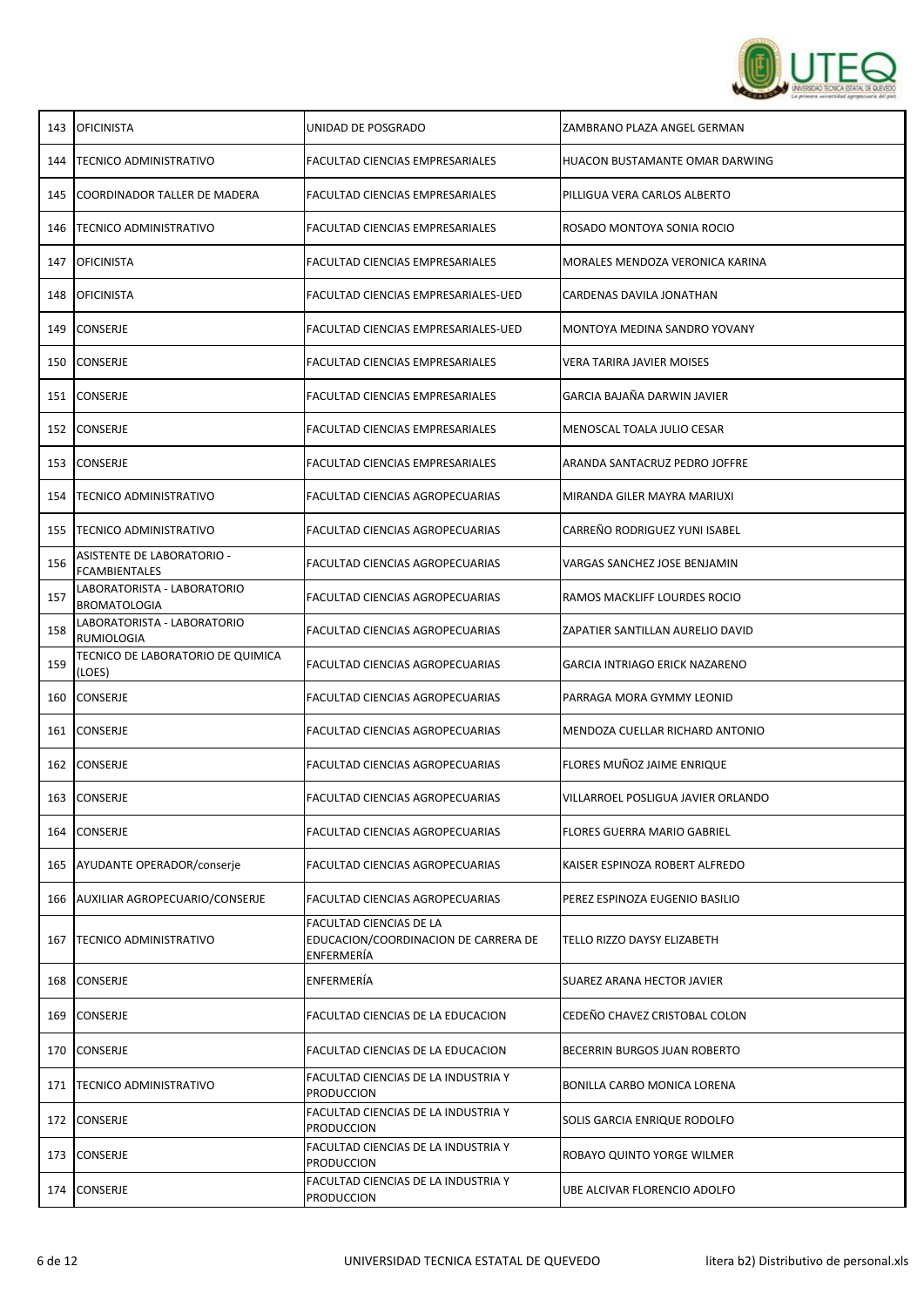| | | | |
|---|---|---|---|
| 143 | OFICINISTA | UNIDAD DE POSGRADO | ZAMBRANO PLAZA ANGEL GERMAN |
| 144 | TECNICO ADMINISTRATIVO | FACULTAD CIENCIAS EMPRESARIALES | HUACON BUSTAMANTE OMAR DARWING |
| 145 | COORDINADOR TALLER DE MADERA | FACULTAD CIENCIAS EMPRESARIALES | PILLIGUA VERA CARLOS ALBERTO |
| 146 | TECNICO ADMINISTRATIVO | FACULTAD CIENCIAS EMPRESARIALES | ROSADO MONTOYA SONIA ROCIO |
| 147 | OFICINISTA | FACULTAD CIENCIAS EMPRESARIALES | MORALES MENDOZA VERONICA KARINA |
| 148 | OFICINISTA | FACULTAD CIENCIAS EMPRESARIALES-UED | CARDENAS DAVILA JONATHAN |
| 149 | CONSERJE | FACULTAD CIENCIAS EMPRESARIALES-UED | MONTOYA MEDINA SANDRO YOVANY |
| 150 | CONSERJE | FACULTAD CIENCIAS EMPRESARIALES | VERA TARIRA JAVIER MOISES |
| 151 | CONSERJE | FACULTAD CIENCIAS EMPRESARIALES | GARCIA BAJAÑA DARWIN JAVIER |
| 152 | CONSERJE | FACULTAD CIENCIAS EMPRESARIALES | MENOSCAL TOALA JULIO CESAR |
| 153 | CONSERJE | FACULTAD CIENCIAS EMPRESARIALES | ARANDA SANTACRUZ PEDRO JOFFRE |
| 154 | TECNICO ADMINISTRATIVO | FACULTAD CIENCIAS AGROPECUARIAS | MIRANDA GILER MAYRA MARIUXI |
| 155 | TECNICO ADMINISTRATIVO | FACULTAD CIENCIAS AGROPECUARIAS | CARREÑO RODRIGUEZ YUNI ISABEL |
| 156 | ASISTENTE DE LABORATORIO - FCAMBIENTALES | FACULTAD CIENCIAS AGROPECUARIAS | VARGAS SANCHEZ JOSE BENJAMIN |
| 157 | LABORATORISTA - LABORATORIO BROMATOLOGIA | FACULTAD CIENCIAS AGROPECUARIAS | RAMOS MACKLIFF LOURDES ROCIO |
| 158 | LABORATORISTA - LABORATORIO RUMIOLOGIA | FACULTAD CIENCIAS AGROPECUARIAS | ZAPATIER SANTILLAN AURELIO DAVID |
| 159 | TECNICO DE LABORATORIO DE QUIMICA (LOES) | FACULTAD CIENCIAS AGROPECUARIAS | GARCIA INTRIAGO ERICK NAZARENO |
| 160 | CONSERJE | FACULTAD CIENCIAS AGROPECUARIAS | PARRAGA MORA GYMMY LEONID |
| 161 | CONSERJE | FACULTAD CIENCIAS AGROPECUARIAS | MENDOZA CUELLAR RICHARD ANTONIO |
| 162 | CONSERJE | FACULTAD CIENCIAS AGROPECUARIAS | FLORES MUÑOZ JAIME ENRIQUE |
| 163 | CONSERJE | FACULTAD CIENCIAS AGROPECUARIAS | VILLARROEL POSLIGUA JAVIER ORLANDO |
| 164 | CONSERJE | FACULTAD CIENCIAS AGROPECUARIAS | FLORES GUERRA MARIO GABRIEL |
| 165 | AYUDANTE OPERADOR/conserje | FACULTAD CIENCIAS AGROPECUARIAS | KAISER ESPINOZA ROBERT ALFREDO |
| 166 | AUXILIAR AGROPECUARIO/CONSERJE | FACULTAD CIENCIAS AGROPECUARIAS | PEREZ ESPINOZA EUGENIO BASILIO |
| 167 | TECNICO ADMINISTRATIVO | FACULTAD CIENCIAS DE LA EDUCACION/COORDINACION DE CARRERA DE ENFERMERÍA | TELLO RIZZO DAYSY ELIZABETH |
| 168 | CONSERJE | ENFERMERÍA | SUAREZ ARANA HECTOR JAVIER |
| 169 | CONSERJE | FACULTAD CIENCIAS DE LA EDUCACION | CEDEÑO CHAVEZ CRISTOBAL COLON |
| 170 | CONSERJE | FACULTAD CIENCIAS DE LA EDUCACION | BECERRIN BURGOS JUAN ROBERTO |
| 171 | TECNICO ADMINISTRATIVO | FACULTAD CIENCIAS DE LA INDUSTRIA Y PRODUCCION | BONILLA CARBO MONICA LORENA |
| 172 | CONSERJE | FACULTAD CIENCIAS DE LA INDUSTRIA Y PRODUCCION | SOLIS GARCIA ENRIQUE RODOLFO |
| 173 | CONSERJE | FACULTAD CIENCIAS DE LA INDUSTRIA Y PRODUCCION | ROBAYO QUINTO YORGE WILMER |
| 174 | CONSERJE | FACULTAD CIENCIAS DE LA INDUSTRIA Y PRODUCCION | UBE ALCIVAR FLORENCIO ADOLFO |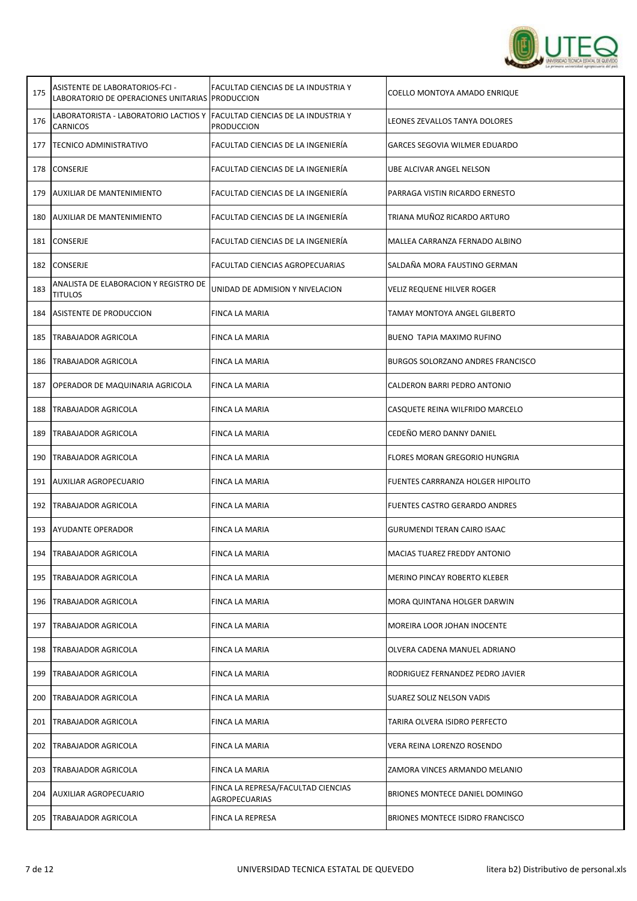| | | | |
|---|---|---|---|
| 175 | ASISTENTE DE LABORATORIOS-FCI - LABORATORIO DE OPERACIONES UNITARIAS | FACULTAD CIENCIAS DE LA INDUSTRIA Y PRODUCCION | COELLO MONTOYA AMADO ENRIQUE |
| 176 | LABORATORISTA - LABORATORIO LACTIOS Y CARNICOS | FACULTAD CIENCIAS DE LA INDUSTRIA Y PRODUCCION | LEONES ZEVALLOS TANYA DOLORES |
| 177 | TECNICO ADMINISTRATIVO | FACULTAD CIENCIAS DE LA INGENIERÍA | GARCES SEGOVIA WILMER EDUARDO |
| 178 | CONSERJE | FACULTAD CIENCIAS DE LA INGENIERÍA | UBE ALCIVAR ANGEL NELSON |
| 179 | AUXILIAR DE MANTENIMIENTO | FACULTAD CIENCIAS DE LA INGENIERÍA | PARRAGA VISTIN RICARDO ERNESTO |
| 180 | AUXILIAR DE MANTENIMIENTO | FACULTAD CIENCIAS DE LA INGENIERÍA | TRIANA MUÑOZ RICARDO ARTURO |
| 181 | CONSERJE | FACULTAD CIENCIAS DE LA INGENIERÍA | MALLEA CARRANZA FERNADO ALBINO |
| 182 | CONSERJE | FACULTAD CIENCIAS AGROPECUARIAS | SALDAÑA MORA FAUSTINO GERMAN |
| 183 | ANALISTA DE ELABORACION Y REGISTRO DE TITULOS | UNIDAD DE ADMISION Y NIVELACION | VELIZ REQUENE HILVER ROGER |
| 184 | ASISTENTE DE PRODUCCION | FINCA LA MARIA | TAMAY MONTOYA ANGEL GILBERTO |
| 185 | TRABAJADOR AGRICOLA | FINCA LA MARIA | BUENO TAPIA MAXIMO RUFINO |
| 186 | TRABAJADOR AGRICOLA | FINCA LA MARIA | BURGOS SOLORZANO ANDRES FRANCISCO |
| 187 | OPERADOR DE MAQUINARIA AGRICOLA | FINCA LA MARIA | CALDERON BARRI PEDRO ANTONIO |
| 188 | TRABAJADOR AGRICOLA | FINCA LA MARIA | CASQUETE REINA WILFRIDO MARCELO |
| 189 | TRABAJADOR AGRICOLA | FINCA LA MARIA | CEDEÑO MERO DANNY DANIEL |
| 190 | TRABAJADOR AGRICOLA | FINCA LA MARIA | FLORES MORAN GREGORIO HUNGRIA |
| 191 | AUXILIAR AGROPECUARIO | FINCA LA MARIA | FUENTES CARRRANZA HOLGER HIPOLITO |
| 192 | TRABAJADOR AGRICOLA | FINCA LA MARIA | FUENTES CASTRO GERARDO ANDRES |
| 193 | AYUDANTE OPERADOR | FINCA LA MARIA | GURUMENDI TERAN CAIRO ISAAC |
| 194 | TRABAJADOR AGRICOLA | FINCA LA MARIA | MACIAS TUAREZ FREDDY ANTONIO |
| 195 | TRABAJADOR AGRICOLA | FINCA LA MARIA | MERINO PINCAY ROBERTO KLEBER |
| 196 | TRABAJADOR AGRICOLA | FINCA LA MARIA | MORA QUINTANA HOLGER DARWIN |
| 197 | TRABAJADOR AGRICOLA | FINCA LA MARIA | MOREIRA LOOR JOHAN INOCENTE |
| 198 | TRABAJADOR AGRICOLA | FINCA LA MARIA | OLVERA CADENA MANUEL ADRIANO |
| 199 | TRABAJADOR AGRICOLA | FINCA LA MARIA | RODRIGUEZ FERNANDEZ PEDRO JAVIER |
| 200 | TRABAJADOR AGRICOLA | FINCA LA MARIA | SUAREZ SOLIZ NELSON VADIS |
| 201 | TRABAJADOR AGRICOLA | FINCA LA MARIA | TARIRA OLVERA ISIDRO PERFECTO |
| 202 | TRABAJADOR AGRICOLA | FINCA LA MARIA | VERA REINA LORENZO ROSENDO |
| 203 | TRABAJADOR AGRICOLA | FINCA LA MARIA | ZAMORA VINCES ARMANDO MELANIO |
| 204 | AUXILIAR AGROPECUARIO | FINCA LA REPRESA/FACULTAD CIENCIAS AGROPECUARIAS | BRIONES MONTECE DANIEL DOMINGO |
| 205 | TRABAJADOR AGRICOLA | FINCA LA REPRESA | BRIONES MONTECE ISIDRO FRANCISCO |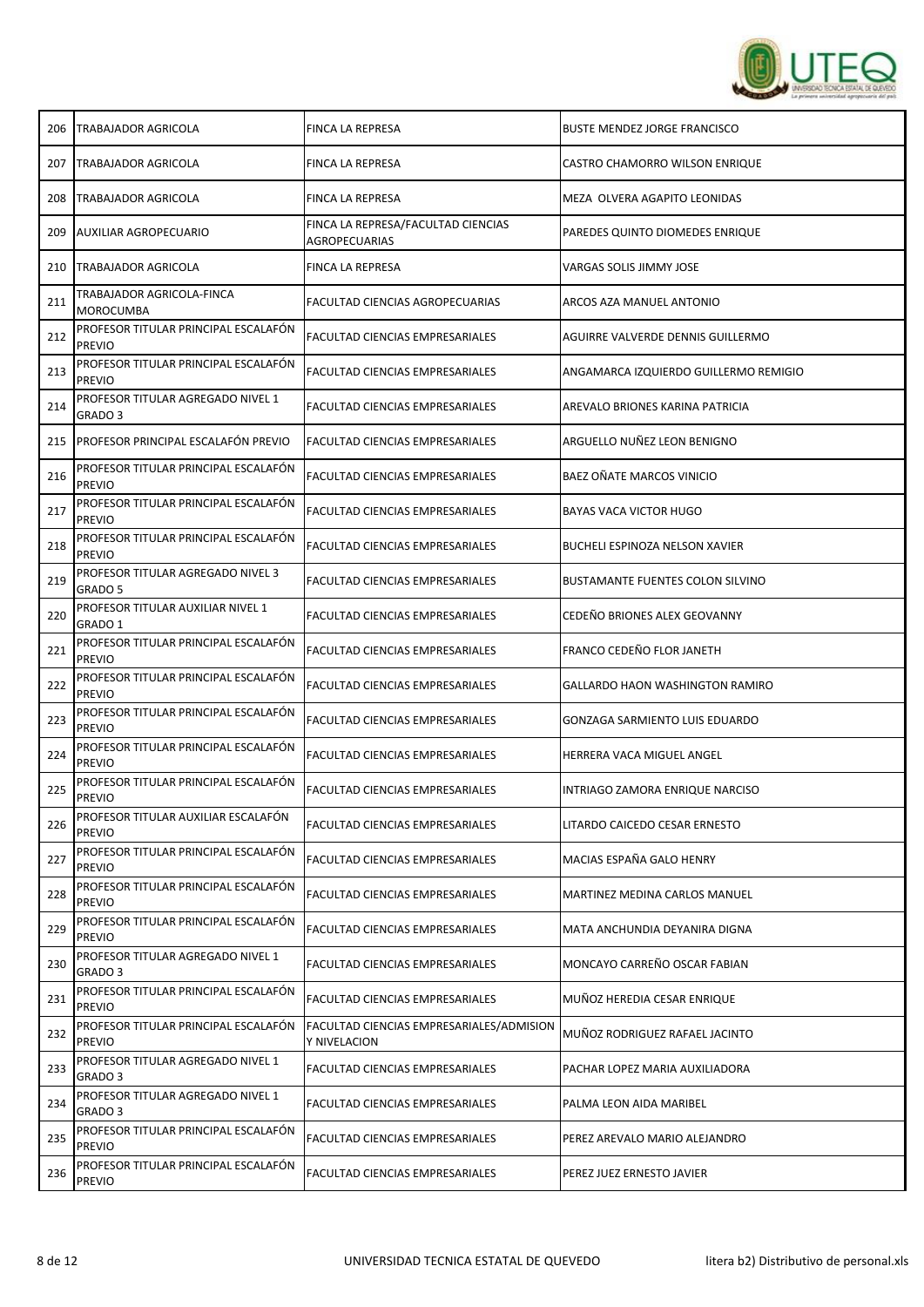| | | | |
|---|---|---|---|
| 206 | TRABAJADOR AGRICOLA | FINCA LA REPRESA | BUSTE MENDEZ JORGE FRANCISCO |
| 207 | TRABAJADOR AGRICOLA | FINCA LA REPRESA | CASTRO CHAMORRO WILSON ENRIQUE |
| 208 | TRABAJADOR AGRICOLA | FINCA LA REPRESA | MEZA OLVERA AGAPITO LEONIDAS |
| 209 | AUXILIAR AGROPECUARIO | FINCA LA REPRESA/FACULTAD CIENCIAS AGROPECUARIAS | PAREDES QUINTO DIOMEDES ENRIQUE |
| 210 | TRABAJADOR AGRICOLA | FINCA LA REPRESA | VARGAS SOLIS JIMMY JOSE |
| 211 | TRABAJADOR AGRICOLA-FINCA MOROCUMBA | FACULTAD CIENCIAS AGROPECUARIAS | ARCOS AZA MANUEL ANTONIO |
| 212 | PROFESOR TITULAR PRINCIPAL ESCALAFÓN PREVIO | FACULTAD CIENCIAS EMPRESARIALES | AGUIRRE VALVERDE DENNIS GUILLERMO |
| 213 | PROFESOR TITULAR PRINCIPAL ESCALAFÓN PREVIO | FACULTAD CIENCIAS EMPRESARIALES | ANGAMARCA IZQUIERDO GUILLERMO REMIGIO |
| 214 | PROFESOR TITULAR AGREGADO NIVEL 1 GRADO 3 | FACULTAD CIENCIAS EMPRESARIALES | AREVALO BRIONES KARINA PATRICIA |
| 215 | PROFESOR PRINCIPAL ESCALAFÓN PREVIO | FACULTAD CIENCIAS EMPRESARIALES | ARGUELLO NUÑEZ LEON BENIGNO |
| 216 | PROFESOR TITULAR PRINCIPAL ESCALAFÓN PREVIO | FACULTAD CIENCIAS EMPRESARIALES | BAEZ OÑATE MARCOS VINICIO |
| 217 | PROFESOR TITULAR PRINCIPAL ESCALAFÓN PREVIO | FACULTAD CIENCIAS EMPRESARIALES | BAYAS VACA VICTOR HUGO |
| 218 | PROFESOR TITULAR PRINCIPAL ESCALAFÓN PREVIO | FACULTAD CIENCIAS EMPRESARIALES | BUCHELI ESPINOZA NELSON XAVIER |
| 219 | PROFESOR TITULAR AGREGADO NIVEL 3 GRADO 5 | FACULTAD CIENCIAS EMPRESARIALES | BUSTAMANTE FUENTES COLON SILVINO |
| 220 | PROFESOR TITULAR AUXILIAR NIVEL 1 GRADO 1 | FACULTAD CIENCIAS EMPRESARIALES | CEDEÑO BRIONES ALEX GEOVANNY |
| 221 | PROFESOR TITULAR PRINCIPAL ESCALAFÓN PREVIO | FACULTAD CIENCIAS EMPRESARIALES | FRANCO CEDEÑO FLOR JANETH |
| 222 | PROFESOR TITULAR PRINCIPAL ESCALAFÓN PREVIO | FACULTAD CIENCIAS EMPRESARIALES | GALLARDO HAON WASHINGTON RAMIRO |
| 223 | PROFESOR TITULAR PRINCIPAL ESCALAFÓN PREVIO | FACULTAD CIENCIAS EMPRESARIALES | GONZAGA SARMIENTO LUIS EDUARDO |
| 224 | PROFESOR TITULAR PRINCIPAL ESCALAFÓN PREVIO | FACULTAD CIENCIAS EMPRESARIALES | HERRERA VACA MIGUEL ANGEL |
| 225 | PROFESOR TITULAR PRINCIPAL ESCALAFÓN PREVIO | FACULTAD CIENCIAS EMPRESARIALES | INTRIAGO ZAMORA ENRIQUE NARCISO |
| 226 | PROFESOR TITULAR AUXILIAR ESCALAFÓN PREVIO | FACULTAD CIENCIAS EMPRESARIALES | LITARDO CAICEDO CESAR ERNESTO |
| 227 | PROFESOR TITULAR PRINCIPAL ESCALAFÓN PREVIO | FACULTAD CIENCIAS EMPRESARIALES | MACIAS ESPAÑA GALO HENRY |
| 228 | PROFESOR TITULAR PRINCIPAL ESCALAFÓN PREVIO | FACULTAD CIENCIAS EMPRESARIALES | MARTINEZ MEDINA CARLOS MANUEL |
| 229 | PROFESOR TITULAR PRINCIPAL ESCALAFÓN PREVIO | FACULTAD CIENCIAS EMPRESARIALES | MATA ANCHUNDIA DEYANIRA DIGNA |
| 230 | PROFESOR TITULAR AGREGADO NIVEL 1 GRADO 3 | FACULTAD CIENCIAS EMPRESARIALES | MONCAYO CARREÑO OSCAR FABIAN |
| 231 | PROFESOR TITULAR PRINCIPAL ESCALAFÓN PREVIO | FACULTAD CIENCIAS EMPRESARIALES | MUÑOZ HEREDIA CESAR ENRIQUE |
| 232 | PROFESOR TITULAR PRINCIPAL ESCALAFÓN PREVIO | FACULTAD CIENCIAS EMPRESARIALES/ADMISION Y NIVELACION | MUÑOZ RODRIGUEZ RAFAEL JACINTO |
| 233 | PROFESOR TITULAR AGREGADO NIVEL 1 GRADO 3 | FACULTAD CIENCIAS EMPRESARIALES | PACHAR LOPEZ MARIA AUXILIADORA |
| 234 | PROFESOR TITULAR AGREGADO NIVEL 1 GRADO 3 | FACULTAD CIENCIAS EMPRESARIALES | PALMA LEON AIDA MARIBEL |
| 235 | PROFESOR TITULAR PRINCIPAL ESCALAFÓN PREVIO | FACULTAD CIENCIAS EMPRESARIALES | PEREZ AREVALO MARIO ALEJANDRO |
| 236 | PROFESOR TITULAR PRINCIPAL ESCALAFÓN PREVIO | FACULTAD CIENCIAS EMPRESARIALES | PEREZ JUEZ ERNESTO JAVIER |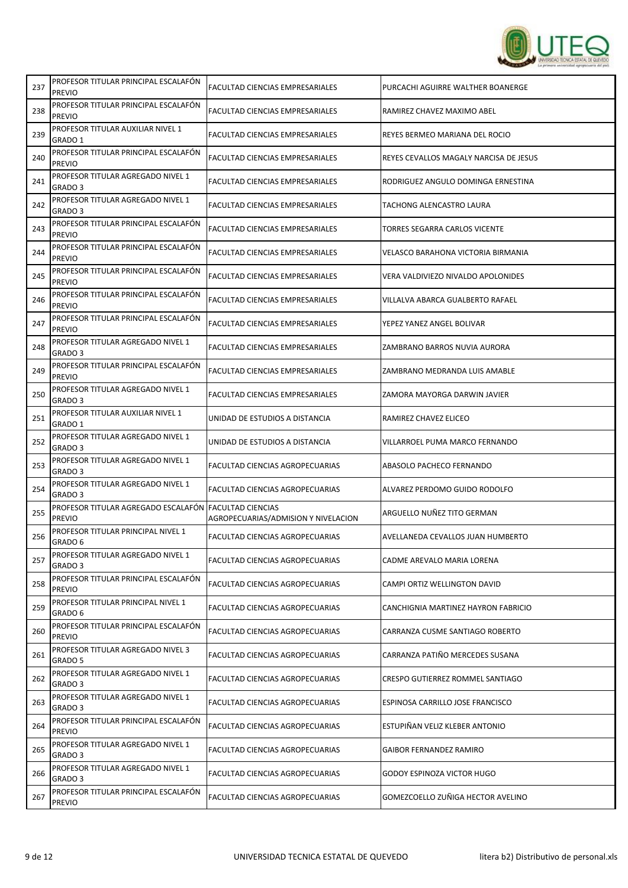| 237 | PROFESOR TITULAR PRINCIPAL ESCALAFÓN PREVIO | FACULTAD CIENCIAS EMPRESARIALES | PURCACHI AGUIRRE WALTHER BOANERGE |
|---|---|---|---|
| 238 | PROFESOR TITULAR PRINCIPAL ESCALAFÓN PREVIO | FACULTAD CIENCIAS EMPRESARIALES | RAMIREZ CHAVEZ MAXIMO ABEL |
| 239 | PROFESOR TITULAR AUXILIAR NIVEL 1 GRADO 1 | FACULTAD CIENCIAS EMPRESARIALES | REYES BERMEO MARIANA DEL ROCIO |
| 240 | PROFESOR TITULAR PRINCIPAL ESCALAFÓN PREVIO | FACULTAD CIENCIAS EMPRESARIALES | REYES CEVALLOS MAGALY NARCISA DE JESUS |
| 241 | PROFESOR TITULAR AGREGADO NIVEL 1 GRADO 3 | FACULTAD CIENCIAS EMPRESARIALES | RODRIGUEZ ANGULO DOMINGA ERNESTINA |
| 242 | PROFESOR TITULAR AGREGADO NIVEL 1 GRADO 3 | FACULTAD CIENCIAS EMPRESARIALES | TACHONG ALENCASTRO LAURA |
| 243 | PROFESOR TITULAR PRINCIPAL ESCALAFÓN PREVIO | FACULTAD CIENCIAS EMPRESARIALES | TORRES SEGARRA CARLOS VICENTE |
| 244 | PROFESOR TITULAR PRINCIPAL ESCALAFÓN PREVIO | FACULTAD CIENCIAS EMPRESARIALES | VELASCO BARAHONA VICTORIA BIRMANIA |
| 245 | PROFESOR TITULAR PRINCIPAL ESCALAFÓN PREVIO | FACULTAD CIENCIAS EMPRESARIALES | VERA VALDIVIEZO NIVALDO APOLONIDES |
| 246 | PROFESOR TITULAR PRINCIPAL ESCALAFÓN PREVIO | FACULTAD CIENCIAS EMPRESARIALES | VILLALVA ABARCA GUALBERTO RAFAEL |
| 247 | PROFESOR TITULAR PRINCIPAL ESCALAFÓN PREVIO | FACULTAD CIENCIAS EMPRESARIALES | YEPEZ YANEZ ANGEL BOLIVAR |
| 248 | PROFESOR TITULAR AGREGADO NIVEL 1 GRADO 3 | FACULTAD CIENCIAS EMPRESARIALES | ZAMBRANO BARROS NUVIA AURORA |
| 249 | PROFESOR TITULAR PRINCIPAL ESCALAFÓN PREVIO | FACULTAD CIENCIAS EMPRESARIALES | ZAMBRANO MEDRANDA LUIS AMABLE |
| 250 | PROFESOR TITULAR AGREGADO NIVEL 1 GRADO 3 | FACULTAD CIENCIAS EMPRESARIALES | ZAMORA MAYORGA DARWIN JAVIER |
| 251 | PROFESOR TITULAR AUXILIAR NIVEL 1 GRADO 1 | UNIDAD DE ESTUDIOS A DISTANCIA | RAMIREZ CHAVEZ ELICEO |
| 252 | PROFESOR TITULAR AGREGADO NIVEL 1 GRADO 3 | UNIDAD DE ESTUDIOS A DISTANCIA | VILLARROEL PUMA MARCO FERNANDO |
| 253 | PROFESOR TITULAR AGREGADO NIVEL 1 GRADO 3 | FACULTAD CIENCIAS AGROPECUARIAS | ABASOLO PACHECO FERNANDO |
| 254 | PROFESOR TITULAR AGREGADO NIVEL 1 GRADO 3 | FACULTAD CIENCIAS AGROPECUARIAS | ALVAREZ PERDOMO GUIDO RODOLFO |
| 255 | PROFESOR TITULAR AGREGADO ESCALAFÓN PREVIO | FACULTAD CIENCIAS AGROPECUARIAS/ADMISION Y NIVELACION | ARGUELLO NUÑEZ TITO GERMAN |
| 256 | PROFESOR TITULAR PRINCIPAL NIVEL 1 GRADO 6 | FACULTAD CIENCIAS AGROPECUARIAS | AVELLANEDA CEVALLOS JUAN HUMBERTO |
| 257 | PROFESOR TITULAR AGREGADO NIVEL 1 GRADO 3 | FACULTAD CIENCIAS AGROPECUARIAS | CADME AREVALO MARIA LORENA |
| 258 | PROFESOR TITULAR PRINCIPAL ESCALAFÓN PREVIO | FACULTAD CIENCIAS AGROPECUARIAS | CAMPI ORTIZ WELLINGTON DAVID |
| 259 | PROFESOR TITULAR PRINCIPAL NIVEL 1 GRADO 6 | FACULTAD CIENCIAS AGROPECUARIAS | CANCHIGNIA MARTINEZ HAYRON FABRICIO |
| 260 | PROFESOR TITULAR PRINCIPAL ESCALAFÓN PREVIO | FACULTAD CIENCIAS AGROPECUARIAS | CARRANZA CUSME SANTIAGO ROBERTO |
| 261 | PROFESOR TITULAR AGREGADO NIVEL 3 GRADO 5 | FACULTAD CIENCIAS AGROPECUARIAS | CARRANZA PATIÑO MERCEDES SUSANA |
| 262 | PROFESOR TITULAR AGREGADO NIVEL 1 GRADO 3 | FACULTAD CIENCIAS AGROPECUARIAS | CRESPO GUTIERREZ ROMMEL SANTIAGO |
| 263 | PROFESOR TITULAR AGREGADO NIVEL 1 GRADO 3 | FACULTAD CIENCIAS AGROPECUARIAS | ESPINOSA CARRILLO JOSE FRANCISCO |
| 264 | PROFESOR TITULAR PRINCIPAL ESCALAFÓN PREVIO | FACULTAD CIENCIAS AGROPECUARIAS | ESTUPIÑAN VELIZ KLEBER ANTONIO |
| 265 | PROFESOR TITULAR AGREGADO NIVEL 1 GRADO 3 | FACULTAD CIENCIAS AGROPECUARIAS | GAIBOR FERNANDEZ RAMIRO |
| 266 | PROFESOR TITULAR AGREGADO NIVEL 1 GRADO 3 | FACULTAD CIENCIAS AGROPECUARIAS | GODOY ESPINOZA VICTOR HUGO |
| 267 | PROFESOR TITULAR PRINCIPAL ESCALAFÓN PREVIO | FACULTAD CIENCIAS AGROPECUARIAS | GOMEZCOELLO ZUÑIGA HECTOR AVELINO |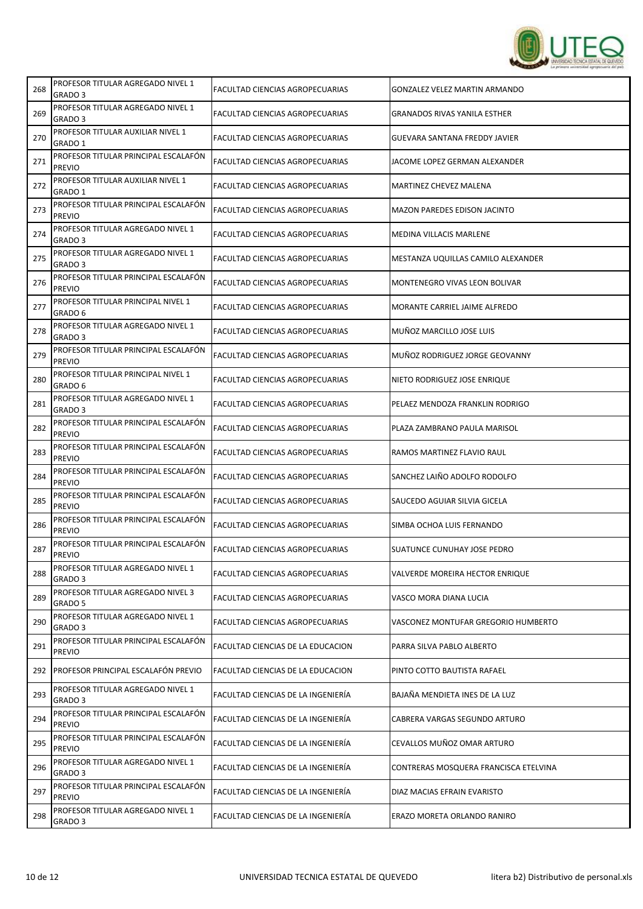| | | | |
|---|---|---|---|
| 268 | PROFESOR TITULAR AGREGADO NIVEL 1 GRADO 3 | FACULTAD CIENCIAS AGROPECUARIAS | GONZALEZ VELEZ MARTIN ARMANDO |
| 269 | PROFESOR TITULAR AGREGADO NIVEL 1 GRADO 3 | FACULTAD CIENCIAS AGROPECUARIAS | GRANADOS RIVAS YANILA ESTHER |
| 270 | PROFESOR TITULAR AUXILIAR NIVEL 1 GRADO 1 | FACULTAD CIENCIAS AGROPECUARIAS | GUEVARA SANTANA FREDDY JAVIER |
| 271 | PROFESOR TITULAR PRINCIPAL ESCALAFÓN PREVIO | FACULTAD CIENCIAS AGROPECUARIAS | JACOME LOPEZ GERMAN ALEXANDER |
| 272 | PROFESOR TITULAR AUXILIAR NIVEL 1 GRADO 1 | FACULTAD CIENCIAS AGROPECUARIAS | MARTINEZ CHEVEZ MALENA |
| 273 | PROFESOR TITULAR PRINCIPAL ESCALAFÓN PREVIO | FACULTAD CIENCIAS AGROPECUARIAS | MAZON PAREDES EDISON JACINTO |
| 274 | PROFESOR TITULAR AGREGADO NIVEL 1 GRADO 3 | FACULTAD CIENCIAS AGROPECUARIAS | MEDINA VILLACIS MARLENE |
| 275 | PROFESOR TITULAR AGREGADO NIVEL 1 GRADO 3 | FACULTAD CIENCIAS AGROPECUARIAS | MESTANZA UQUILLAS CAMILO ALEXANDER |
| 276 | PROFESOR TITULAR PRINCIPAL ESCALAFÓN PREVIO | FACULTAD CIENCIAS AGROPECUARIAS | MONTENEGRO VIVAS LEON BOLIVAR |
| 277 | PROFESOR TITULAR PRINCIPAL NIVEL 1 GRADO 6 | FACULTAD CIENCIAS AGROPECUARIAS | MORANTE CARRIEL JAIME ALFREDO |
| 278 | PROFESOR TITULAR AGREGADO NIVEL 1 GRADO 3 | FACULTAD CIENCIAS AGROPECUARIAS | MUÑOZ MARCILLO JOSE LUIS |
| 279 | PROFESOR TITULAR PRINCIPAL ESCALAFÓN PREVIO | FACULTAD CIENCIAS AGROPECUARIAS | MUÑOZ RODRIGUEZ JORGE GEOVANNY |
| 280 | PROFESOR TITULAR PRINCIPAL NIVEL 1 GRADO 6 | FACULTAD CIENCIAS AGROPECUARIAS | NIETO RODRIGUEZ JOSE ENRIQUE |
| 281 | PROFESOR TITULAR AGREGADO NIVEL 1 GRADO 3 | FACULTAD CIENCIAS AGROPECUARIAS | PELAEZ MENDOZA FRANKLIN RODRIGO |
| 282 | PROFESOR TITULAR PRINCIPAL ESCALAFÓN PREVIO | FACULTAD CIENCIAS AGROPECUARIAS | PLAZA ZAMBRANO PAULA MARISOL |
| 283 | PROFESOR TITULAR PRINCIPAL ESCALAFÓN PREVIO | FACULTAD CIENCIAS AGROPECUARIAS | RAMOS MARTINEZ FLAVIO RAUL |
| 284 | PROFESOR TITULAR PRINCIPAL ESCALAFÓN PREVIO | FACULTAD CIENCIAS AGROPECUARIAS | SANCHEZ LAIÑO ADOLFO RODOLFO |
| 285 | PROFESOR TITULAR PRINCIPAL ESCALAFÓN PREVIO | FACULTAD CIENCIAS AGROPECUARIAS | SAUCEDO AGUIAR SILVIA GICELA |
| 286 | PROFESOR TITULAR PRINCIPAL ESCALAFÓN PREVIO | FACULTAD CIENCIAS AGROPECUARIAS | SIMBA OCHOA LUIS FERNANDO |
| 287 | PROFESOR TITULAR PRINCIPAL ESCALAFÓN PREVIO | FACULTAD CIENCIAS AGROPECUARIAS | SUATUNCE CUNUHAY JOSE PEDRO |
| 288 | PROFESOR TITULAR AGREGADO NIVEL 1 GRADO 3 | FACULTAD CIENCIAS AGROPECUARIAS | VALVERDE MOREIRA HECTOR ENRIQUE |
| 289 | PROFESOR TITULAR AGREGADO NIVEL 3 GRADO 5 | FACULTAD CIENCIAS AGROPECUARIAS | VASCO MORA DIANA LUCIA |
| 290 | PROFESOR TITULAR AGREGADO NIVEL 1 GRADO 3 | FACULTAD CIENCIAS AGROPECUARIAS | VASCONEZ MONTUFAR GREGORIO HUMBERTO |
| 291 | PROFESOR TITULAR PRINCIPAL ESCALAFÓN PREVIO | FACULTAD CIENCIAS DE LA EDUCACION | PARRA SILVA PABLO ALBERTO |
| 292 | PROFESOR PRINCIPAL ESCALAFÓN PREVIO | FACULTAD CIENCIAS DE LA EDUCACION | PINTO COTTO BAUTISTA RAFAEL |
| 293 | PROFESOR TITULAR AGREGADO NIVEL 1 GRADO 3 | FACULTAD CIENCIAS DE LA INGENIERÍA | BAJAÑA MENDIETA INES DE LA LUZ |
| 294 | PROFESOR TITULAR PRINCIPAL ESCALAFÓN PREVIO | FACULTAD CIENCIAS DE LA INGENIERÍA | CABRERA VARGAS SEGUNDO ARTURO |
| 295 | PROFESOR TITULAR PRINCIPAL ESCALAFÓN PREVIO | FACULTAD CIENCIAS DE LA INGENIERÍA | CEVALLOS MUÑOZ OMAR ARTURO |
| 296 | PROFESOR TITULAR AGREGADO NIVEL 1 GRADO 3 | FACULTAD CIENCIAS DE LA INGENIERÍA | CONTRERAS MOSQUERA FRANCISCA ETELVINA |
| 297 | PROFESOR TITULAR PRINCIPAL ESCALAFÓN PREVIO | FACULTAD CIENCIAS DE LA INGENIERÍA | DIAZ MACIAS EFRAIN EVARISTO |
| 298 | PROFESOR TITULAR AGREGADO NIVEL 1 GRADO 3 | FACULTAD CIENCIAS DE LA INGENIERÍA | ERAZO MORETA ORLANDO RANIRO |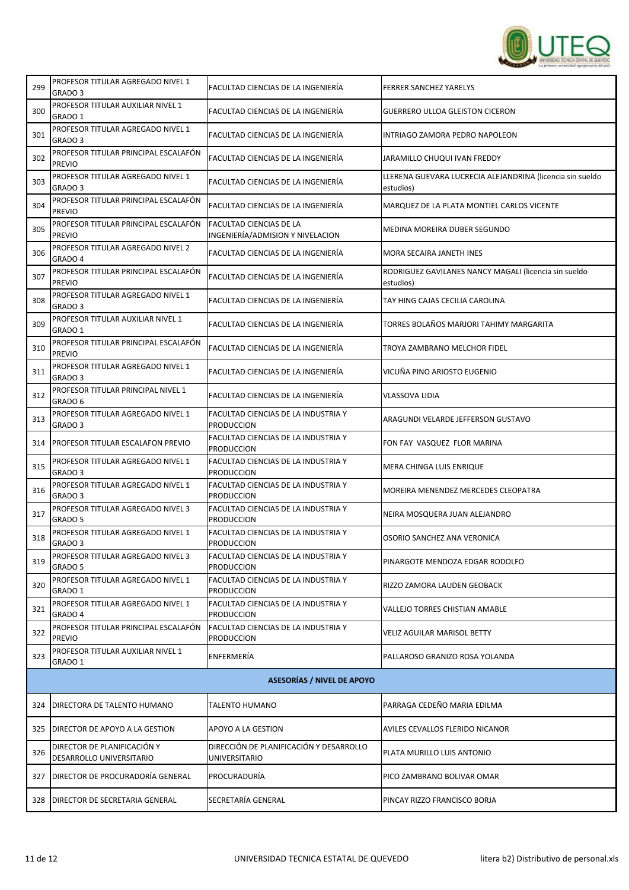| | | | |
|---|---|---|---|
| 299 | PROFESOR TITULAR AGREGADO NIVEL 1 GRADO 3 | FACULTAD CIENCIAS DE LA INGENIERÍA | FERRER SANCHEZ YARELYS |
| 300 | PROFESOR TITULAR AUXILIAR NIVEL 1 GRADO 1 | FACULTAD CIENCIAS DE LA INGENIERÍA | GUERRERO ULLOA GLEISTON CICERON |
| 301 | PROFESOR TITULAR AGREGADO NIVEL 1 GRADO 3 | FACULTAD CIENCIAS DE LA INGENIERÍA | INTRIAGO ZAMORA PEDRO NAPOLEON |
| 302 | PROFESOR TITULAR PRINCIPAL ESCALAFÓN PREVIO | FACULTAD CIENCIAS DE LA INGENIERÍA | JARAMILLO CHUQUI IVAN FREDDY |
| 303 | PROFESOR TITULAR AGREGADO NIVEL 1 GRADO 3 | FACULTAD CIENCIAS DE LA INGENIERÍA | LLERENA GUEVARA LUCRECIA ALEJANDRINA (licencia sin sueldo estudios) |
| 304 | PROFESOR TITULAR PRINCIPAL ESCALAFÓN PREVIO | FACULTAD CIENCIAS DE LA INGENIERÍA | MARQUEZ DE LA PLATA MONTIEL CARLOS VICENTE |
| 305 | PROFESOR TITULAR PRINCIPAL ESCALAFÓN PREVIO | FACULTAD CIENCIAS DE LA INGENIERÍA/ADMISION Y NIVELACION | MEDINA MOREIRA DUBER SEGUNDO |
| 306 | PROFESOR TITULAR AGREGADO NIVEL 2 GRADO 4 | FACULTAD CIENCIAS DE LA INGENIERÍA | MORA SECAIRA JANETH INES |
| 307 | PROFESOR TITULAR PRINCIPAL ESCALAFÓN PREVIO | FACULTAD CIENCIAS DE LA INGENIERÍA | RODRIGUEZ GAVILANES NANCY MAGALI (licencia sin sueldo estudios) |
| 308 | PROFESOR TITULAR AGREGADO NIVEL 1 GRADO 3 | FACULTAD CIENCIAS DE LA INGENIERÍA | TAY HING CAJAS CECILIA CAROLINA |
| 309 | PROFESOR TITULAR AUXILIAR NIVEL 1 GRADO 1 | FACULTAD CIENCIAS DE LA INGENIERÍA | TORRES BOLAÑOS MARJORI TAHIMY MARGARITA |
| 310 | PROFESOR TITULAR PRINCIPAL ESCALAFÓN PREVIO | FACULTAD CIENCIAS DE LA INGENIERÍA | TROYA ZAMBRANO MELCHOR FIDEL |
| 311 | PROFESOR TITULAR AGREGADO NIVEL 1 GRADO 3 | FACULTAD CIENCIAS DE LA INGENIERÍA | VICUÑA PINO ARIOSTO EUGENIO |
| 312 | PROFESOR TITULAR PRINCIPAL NIVEL 1 GRADO 6 | FACULTAD CIENCIAS DE LA INGENIERÍA | VLASSOVA LIDIA |
| 313 | PROFESOR TITULAR AGREGADO NIVEL 1 GRADO 3 | FACULTAD CIENCIAS DE LA INDUSTRIA Y PRODUCCION | ARAGUNDI VELARDE JEFFERSON GUSTAVO |
| 314 | PROFESOR TITULAR ESCALAFON PREVIO | FACULTAD CIENCIAS DE LA INDUSTRIA Y PRODUCCION | FON FAY VASQUEZ FLOR MARINA |
| 315 | PROFESOR TITULAR AGREGADO NIVEL 1 GRADO 3 | FACULTAD CIENCIAS DE LA INDUSTRIA Y PRODUCCION | MERA CHINGA LUIS ENRIQUE |
| 316 | PROFESOR TITULAR AGREGADO NIVEL 1 GRADO 3 | FACULTAD CIENCIAS DE LA INDUSTRIA Y PRODUCCION | MOREIRA MENENDEZ MERCEDES CLEOPATRA |
| 317 | PROFESOR TITULAR AGREGADO NIVEL 3 GRADO 5 | FACULTAD CIENCIAS DE LA INDUSTRIA Y PRODUCCION | NEIRA MOSQUERA JUAN ALEJANDRO |
| 318 | PROFESOR TITULAR AGREGADO NIVEL 1 GRADO 3 | FACULTAD CIENCIAS DE LA INDUSTRIA Y PRODUCCION | OSORIO SANCHEZ ANA VERONICA |
| 319 | PROFESOR TITULAR AGREGADO NIVEL 3 GRADO 5 | FACULTAD CIENCIAS DE LA INDUSTRIA Y PRODUCCION | PINARGOTE MENDOZA EDGAR RODOLFO |
| 320 | PROFESOR TITULAR AGREGADO NIVEL 1 GRADO 1 | FACULTAD CIENCIAS DE LA INDUSTRIA Y PRODUCCION | RIZZO ZAMORA LAUDEN GEOBACK |
| 321 | PROFESOR TITULAR AGREGADO NIVEL 1 GRADO 4 | FACULTAD CIENCIAS DE LA INDUSTRIA Y PRODUCCION | VALLEJO TORRES CHISTIAN AMABLE |
| 322 | PROFESOR TITULAR PRINCIPAL ESCALAFÓN PREVIO | FACULTAD CIENCIAS DE LA INDUSTRIA Y PRODUCCION | VELIZ AGUILAR MARISOL BETTY |
| 323 | PROFESOR TITULAR AUXILIAR NIVEL 1 GRADO 1 | ENFERMERÍA | PALLAROSO GRANIZO ROSA YOLANDA |
| | | **ASESORÍAS / NIVEL DE APOYO** | |
| 324 | DIRECTORA DE TALENTO HUMANO | TALENTO HUMANO | PARRAGA CEDEÑO MARIA EDILMA |
| 325 | DIRECTOR DE APOYO A LA GESTION | APOYO A LA GESTION | AVILES CEVALLOS FLERIDO NICANOR |
| 326 | DIRECTOR DE PLANIFICACIÓN Y DESARROLLO UNIVERSITARIO | DIRECCIÓN DE PLANIFICACIÓN Y DESARROLLO UNIVERSITARIO | PLATA MURILLO LUIS ANTONIO |
| 327 | DIRECTOR DE PROCURADORÍA GENERAL | PROCURADURÍA | PICO ZAMBRANO BOLIVAR OMAR |
| 328 | DIRECTOR DE SECRETARIA GENERAL | SECRETARÍA GENERAL | PINCAY RIZZO FRANCISCO BORJA |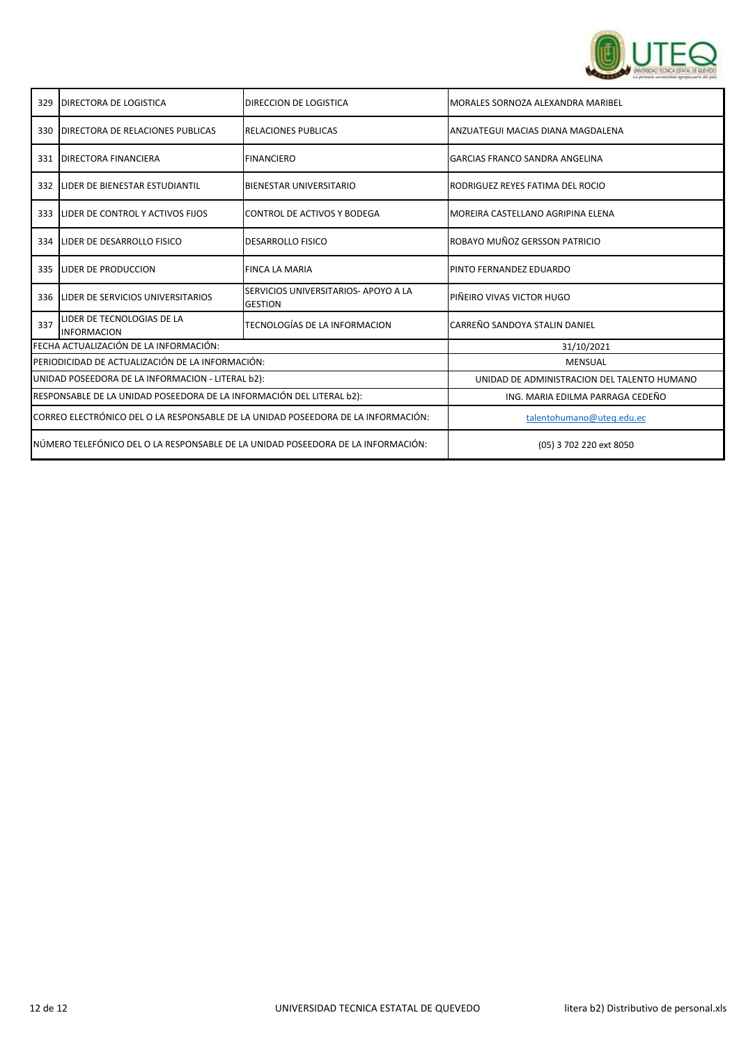| | | | |
|---|---|---|---|
| 329 | DIRECTORA DE LOGISTICA | DIRECCION DE LOGISTICA | MORALES SORNOZA ALEXANDRA MARIBEL |
| 330 | DIRECTORA DE RELACIONES PUBLICAS | RELACIONES PUBLICAS | ANZUATEGUI MACIAS DIANA MAGDALENA |
| 331 | DIRECTORA FINANCIERA | FINANCIERO | GARCIAS FRANCO SANDRA ANGELINA |
| 332 | LIDER DE BIENESTAR ESTUDIANTIL | BIENESTAR UNIVERSITARIO | RODRIGUEZ REYES FATIMA DEL ROCIO |
| 333 | LIDER DE CONTROL Y ACTIVOS FIJOS | CONTROL DE ACTIVOS Y BODEGA | MOREIRA CASTELLANO AGRIPINA ELENA |
| 334 | LIDER DE DESARROLLO FISICO | DESARROLLO FISICO | ROBAYO MUÑOZ GERSSON PATRICIO |
| 335 | LIDER DE PRODUCCION | FINCA LA MARIA | PINTO FERNANDEZ EDUARDO |
| 336 | LIDER DE SERVICIOS UNIVERSITARIOS | SERVICIOS UNIVERSITARIOS- APOYO A LA GESTION | PIÑEIRO VIVAS VICTOR HUGO |
| 337 | LIDER DE TECNOLOGIAS DE LA INFORMACION | TECNOLOGÍAS DE LA INFORMACION | CARREÑO SANDOYA STALIN DANIEL |
| FECHA ACTUALIZACIÓN DE LA INFORMACIÓN: | | | 31/10/2021 |
| PERIODICIDAD DE ACTUALIZACIÓN DE LA INFORMACIÓN: | | | MENSUAL |
| UNIDAD POSEEDORA DE LA INFORMACION - LITERAL b2): | | | UNIDAD DE ADMINISTRACION DEL TALENTO HUMANO |
| RESPONSABLE DE LA UNIDAD POSEEDORA DE LA INFORMACIÓN DEL LITERAL b2): | | | ING. MARIA EDILMA PARRAGA CEDEÑO |
| CORREO ELECTRÓNICO DEL O LA RESPONSABLE DE LA UNIDAD POSEEDORA DE LA INFORMACIÓN: | | | talentohumano@uteq.edu.ec |
| NÚMERO TELEFÓNICO DEL O LA RESPONSABLE DE LA UNIDAD POSEEDORA DE LA INFORMACIÓN: | | | (05) 3 702 220 ext 8050 |